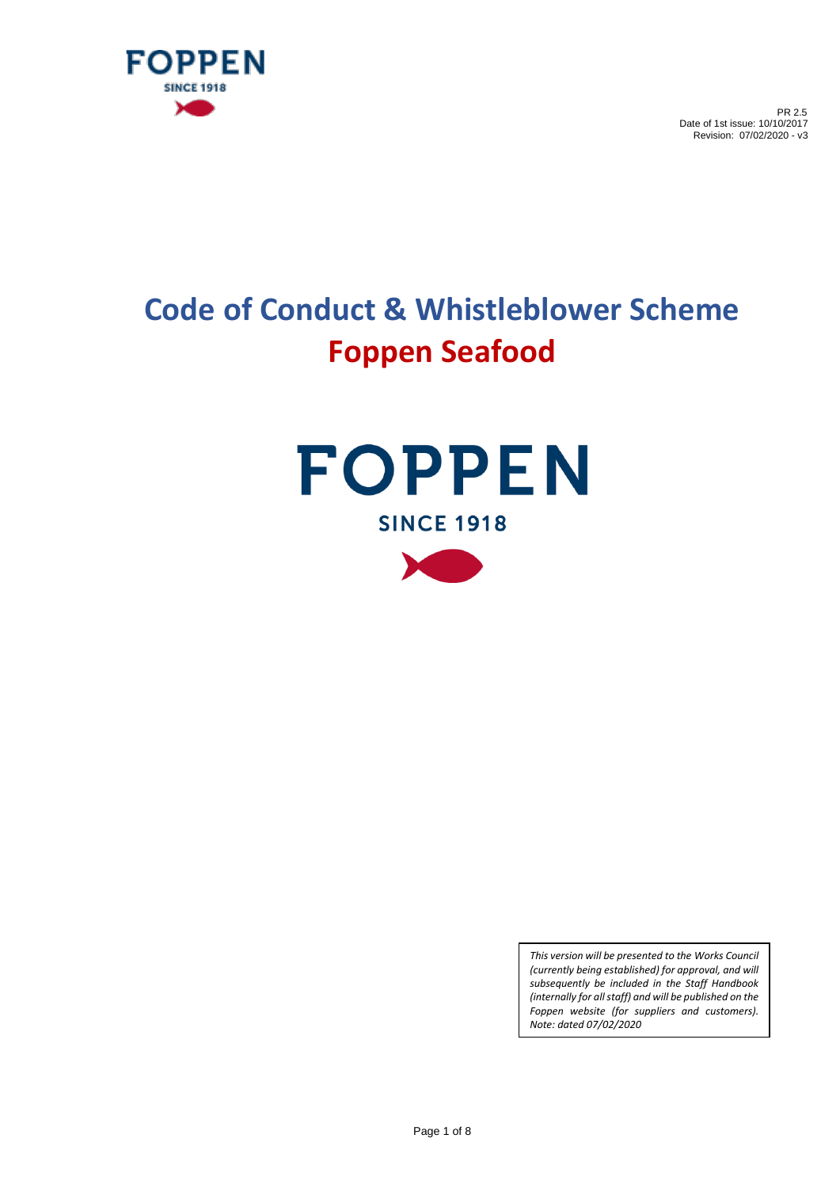PR 2.5
Date of 1st issue: 10/10/2017
Revision: 07/02/2020 - v3

# Code of Conduct & Whistleblower Scheme
# Foppen Seafood

FOPPEN

SINCE 1918

*This version will be presented to the Works Council (currently being established) for approval, and will subsequently be included in the Staff Handbook (internally for all staff) and will be published on the Foppen website (for suppliers and customers). Note: dated 07/02/2020*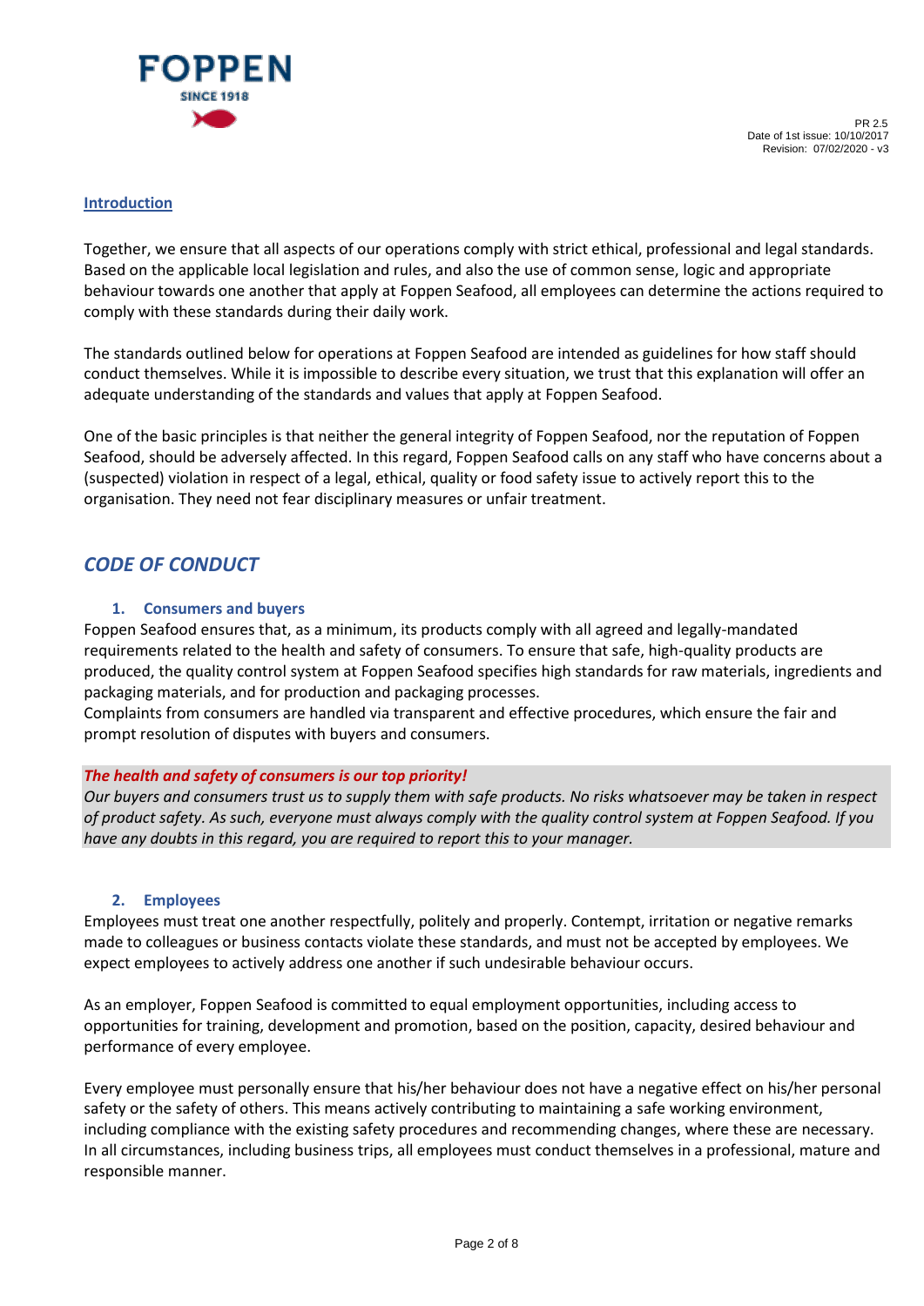## Introduction

Together, we ensure that all aspects of our operations comply with strict ethical, professional and legal standards. Based on the applicable local legislation and rules, and also the use of common sense, logic and appropriate behaviour towards one another that apply at Foppen Seafood, all employees can determine the actions required to comply with these standards during their daily work.

The standards outlined below for operations at Foppen Seafood are intended as guidelines for how staff should conduct themselves. While it is impossible to describe every situation, we trust that this explanation will offer an adequate understanding of the standards and values that apply at Foppen Seafood.

One of the basic principles is that neither the general integrity of Foppen Seafood, nor the reputation of Foppen Seafood, should be adversely affected. In this regard, Foppen Seafood calls on any staff who have concerns about a (suspected) violation in respect of a legal, ethical, quality or food safety issue to actively report this to the organisation. They need not fear disciplinary measures or unfair treatment.

# *CODE OF CONDUCT*

### 1. Consumers and buyers

Foppen Seafood ensures that, as a minimum, its products comply with all agreed and legally-mandated requirements related to the health and safety of consumers. To ensure that safe, high-quality products are produced, the quality control system at Foppen Seafood specifies high standards for raw materials, ingredients and packaging materials, and for production and packaging processes.
Complaints from consumers are handled via transparent and effective procedures, which ensure the fair and prompt resolution of disputes with buyers and consumers.

***The health and safety of consumers is our top priority!***
*Our buyers and consumers trust us to supply them with safe products. No risks whatsoever may be taken in respect of product safety. As such, everyone must always comply with the quality control system at Foppen Seafood. If you have any doubts in this regard, you are required to report this to your manager.*

### 2. Employees

Employees must treat one another respectfully, politely and properly. Contempt, irritation or negative remarks made to colleagues or business contacts violate these standards, and must not be accepted by employees. We expect employees to actively address one another if such undesirable behaviour occurs.

As an employer, Foppen Seafood is committed to equal employment opportunities, including access to opportunities for training, development and promotion, based on the position, capacity, desired behaviour and performance of every employee.

Every employee must personally ensure that his/her behaviour does not have a negative effect on his/her personal safety or the safety of others. This means actively contributing to maintaining a safe working environment, including compliance with the existing safety procedures and recommending changes, where these are necessary. In all circumstances, including business trips, all employees must conduct themselves in a professional, mature and responsible manner.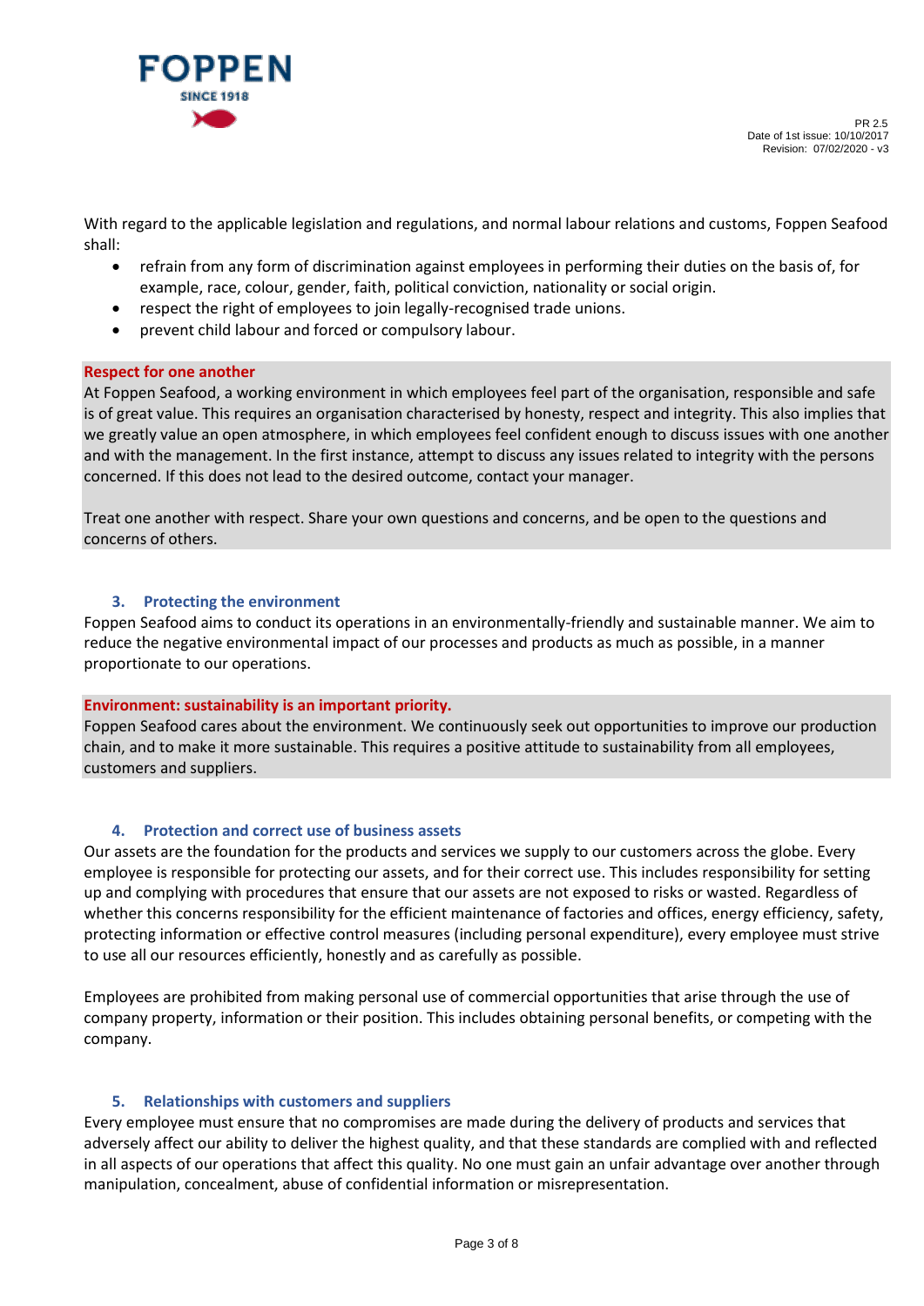With regard to the applicable legislation and regulations, and normal labour relations and customs, Foppen Seafood shall:

- refrain from any form of discrimination against employees in performing their duties on the basis of, for example, race, colour, gender, faith, political conviction, nationality or social origin.
- respect the right of employees to join legally-recognised trade unions.
- prevent child labour and forced or compulsory labour.

**Respect for one another**

At Foppen Seafood, a working environment in which employees feel part of the organisation, responsible and safe is of great value. This requires an organisation characterised by honesty, respect and integrity. This also implies that we greatly value an open atmosphere, in which employees feel confident enough to discuss issues with one another and with the management. In the first instance, attempt to discuss any issues related to integrity with the persons concerned. If this does not lead to the desired outcome, contact your manager.

Treat one another with respect. Share your own questions and concerns, and be open to the questions and concerns of others.

## 3. Protecting the environment

Foppen Seafood aims to conduct its operations in an environmentally-friendly and sustainable manner. We aim to reduce the negative environmental impact of our processes and products as much as possible, in a manner proportionate to our operations.

**Environment: sustainability is an important priority.**

Foppen Seafood cares about the environment. We continuously seek out opportunities to improve our production chain, and to make it more sustainable. This requires a positive attitude to sustainability from all employees, customers and suppliers.

## 4. Protection and correct use of business assets

Our assets are the foundation for the products and services we supply to our customers across the globe. Every employee is responsible for protecting our assets, and for their correct use. This includes responsibility for setting up and complying with procedures that ensure that our assets are not exposed to risks or wasted. Regardless of whether this concerns responsibility for the efficient maintenance of factories and offices, energy efficiency, safety, protecting information or effective control measures (including personal expenditure), every employee must strive to use all our resources efficiently, honestly and as carefully as possible.

Employees are prohibited from making personal use of commercial opportunities that arise through the use of company property, information or their position. This includes obtaining personal benefits, or competing with the company.

## 5. Relationships with customers and suppliers

Every employee must ensure that no compromises are made during the delivery of products and services that adversely affect our ability to deliver the highest quality, and that these standards are complied with and reflected in all aspects of our operations that affect this quality. No one must gain an unfair advantage over another through manipulation, concealment, abuse of confidential information or misrepresentation.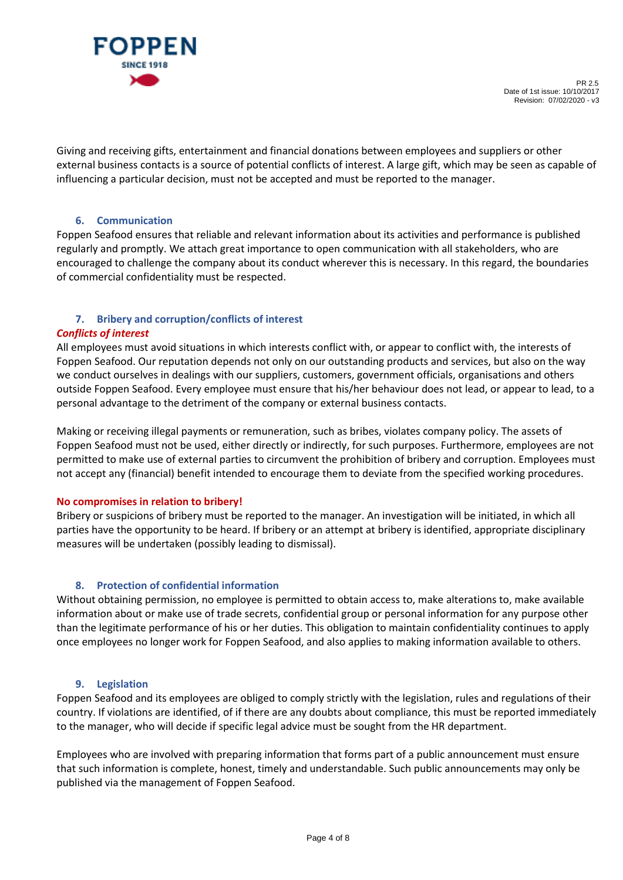Giving and receiving gifts, entertainment and financial donations between employees and suppliers or other external business contacts is a source of potential conflicts of interest. A large gift, which may be seen as capable of influencing a particular decision, must not be accepted and must be reported to the manager.

## 6. Communication

Foppen Seafood ensures that reliable and relevant information about its activities and performance is published regularly and promptly. We attach great importance to open communication with all stakeholders, who are encouraged to challenge the company about its conduct wherever this is necessary. In this regard, the boundaries of commercial confidentiality must be respected.

## 7. Bribery and corruption/conflicts of interest

***Conflicts of interest***

All employees must avoid situations in which interests conflict with, or appear to conflict with, the interests of Foppen Seafood. Our reputation depends not only on our outstanding products and services, but also on the way we conduct ourselves in dealings with our suppliers, customers, government officials, organisations and others outside Foppen Seafood. Every employee must ensure that his/her behaviour does not lead, or appear to lead, to a personal advantage to the detriment of the company or external business contacts.

Making or receiving illegal payments or remuneration, such as bribes, violates company policy. The assets of Foppen Seafood must not be used, either directly or indirectly, for such purposes. Furthermore, employees are not permitted to make use of external parties to circumvent the prohibition of bribery and corruption. Employees must not accept any (financial) benefit intended to encourage them to deviate from the specified working procedures.

**No compromises in relation to bribery!**

Bribery or suspicions of bribery must be reported to the manager. An investigation will be initiated, in which all parties have the opportunity to be heard. If bribery or an attempt at bribery is identified, appropriate disciplinary measures will be undertaken (possibly leading to dismissal).

## 8. Protection of confidential information

Without obtaining permission, no employee is permitted to obtain access to, make alterations to, make available information about or make use of trade secrets, confidential group or personal information for any purpose other than the legitimate performance of his or her duties. This obligation to maintain confidentiality continues to apply once employees no longer work for Foppen Seafood, and also applies to making information available to others.

## 9. Legislation

Foppen Seafood and its employees are obliged to comply strictly with the legislation, rules and regulations of their country. If violations are identified, of if there are any doubts about compliance, this must be reported immediately to the manager, who will decide if specific legal advice must be sought from the HR department.

Employees who are involved with preparing information that forms part of a public announcement must ensure that such information is complete, honest, timely and understandable. Such public announcements may only be published via the management of Foppen Seafood.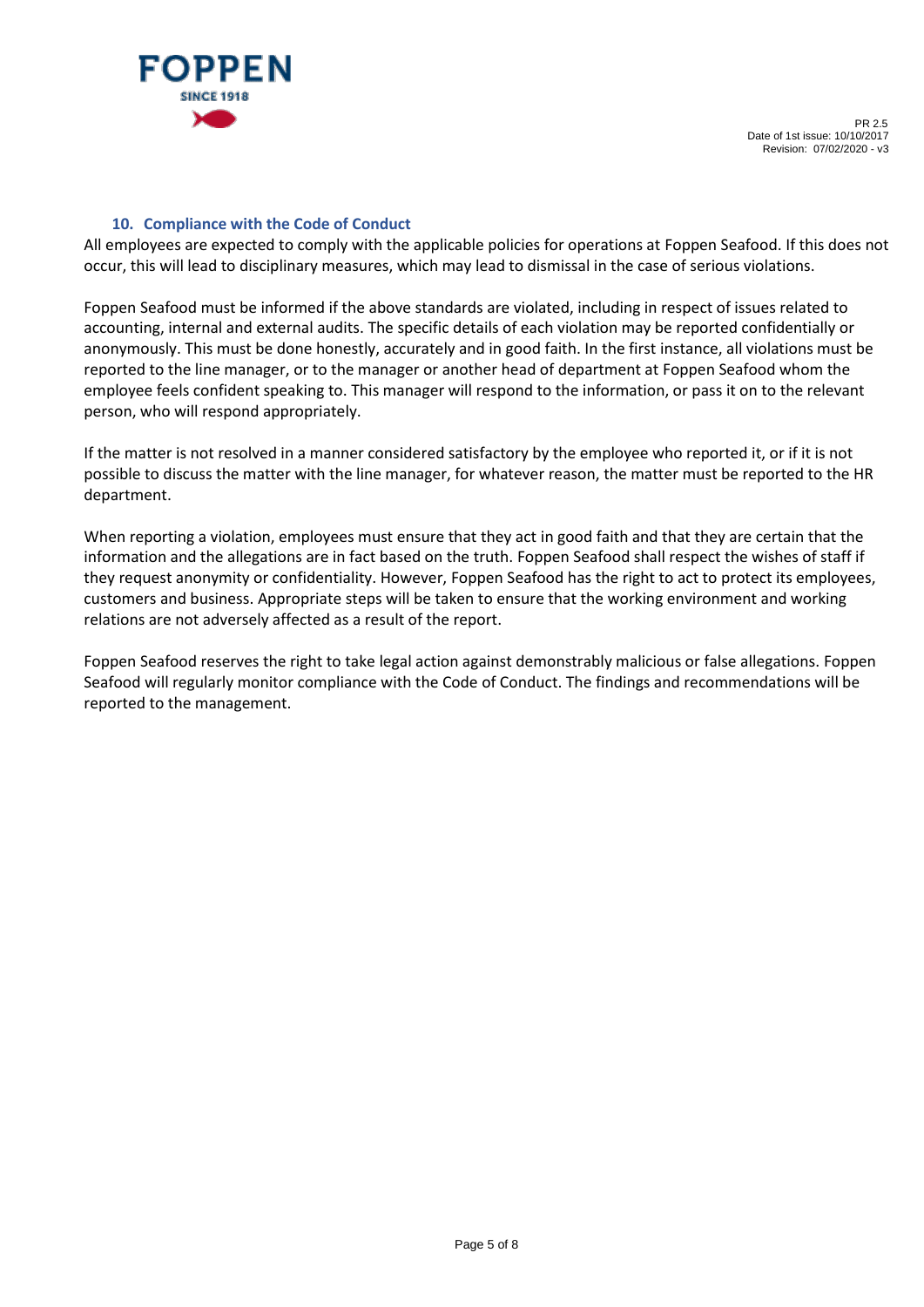## 10. Compliance with the Code of Conduct

All employees are expected to comply with the applicable policies for operations at Foppen Seafood. If this does not occur, this will lead to disciplinary measures, which may lead to dismissal in the case of serious violations.

Foppen Seafood must be informed if the above standards are violated, including in respect of issues related to accounting, internal and external audits. The specific details of each violation may be reported confidentially or anonymously. This must be done honestly, accurately and in good faith. In the first instance, all violations must be reported to the line manager, or to the manager or another head of department at Foppen Seafood whom the employee feels confident speaking to. This manager will respond to the information, or pass it on to the relevant person, who will respond appropriately.

If the matter is not resolved in a manner considered satisfactory by the employee who reported it, or if it is not possible to discuss the matter with the line manager, for whatever reason, the matter must be reported to the HR department.

When reporting a violation, employees must ensure that they act in good faith and that they are certain that the information and the allegations are in fact based on the truth. Foppen Seafood shall respect the wishes of staff if they request anonymity or confidentiality. However, Foppen Seafood has the right to act to protect its employees, customers and business. Appropriate steps will be taken to ensure that the working environment and working relations are not adversely affected as a result of the report.

Foppen Seafood reserves the right to take legal action against demonstrably malicious or false allegations. Foppen Seafood will regularly monitor compliance with the Code of Conduct. The findings and recommendations will be reported to the management.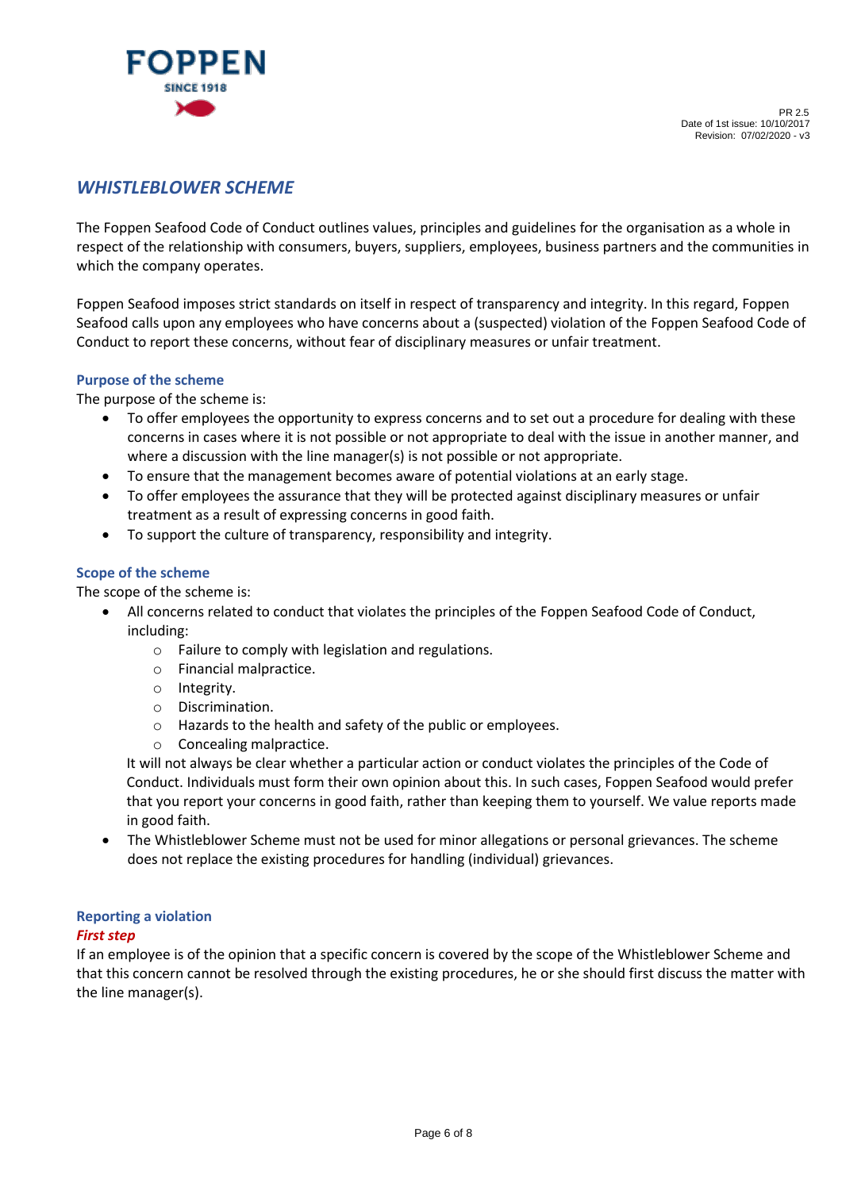## *WHISTLEBLOWER SCHEME*

The Foppen Seafood Code of Conduct outlines values, principles and guidelines for the organisation as a whole in respect of the relationship with consumers, buyers, suppliers, employees, business partners and the communities in which the company operates.

Foppen Seafood imposes strict standards on itself in respect of transparency and integrity. In this regard, Foppen Seafood calls upon any employees who have concerns about a (suspected) violation of the Foppen Seafood Code of Conduct to report these concerns, without fear of disciplinary measures or unfair treatment.

### Purpose of the scheme

The purpose of the scheme is:

- To offer employees the opportunity to express concerns and to set out a procedure for dealing with these concerns in cases where it is not possible or not appropriate to deal with the issue in another manner, and where a discussion with the line manager(s) is not possible or not appropriate.
- To ensure that the management becomes aware of potential violations at an early stage.
- To offer employees the assurance that they will be protected against disciplinary measures or unfair treatment as a result of expressing concerns in good faith.
- To support the culture of transparency, responsibility and integrity.

### Scope of the scheme

The scope of the scheme is:

- All concerns related to conduct that violates the principles of the Foppen Seafood Code of Conduct, including:
    - Failure to comply with legislation and regulations.
    - Financial malpractice.
    - Integrity.
    - Discrimination.
    - Hazards to the health and safety of the public or employees.
    - Concealing malpractice.

  It will not always be clear whether a particular action or conduct violates the principles of the Code of Conduct. Individuals must form their own opinion about this. In such cases, Foppen Seafood would prefer that you report your concerns in good faith, rather than keeping them to yourself. We value reports made in good faith.
- The Whistleblower Scheme must not be used for minor allegations or personal grievances. The scheme does not replace the existing procedures for handling (individual) grievances.

### Reporting a violation

#### *First step*

If an employee is of the opinion that a specific concern is covered by the scope of the Whistleblower Scheme and that this concern cannot be resolved through the existing procedures, he or she should first discuss the matter with the line manager(s).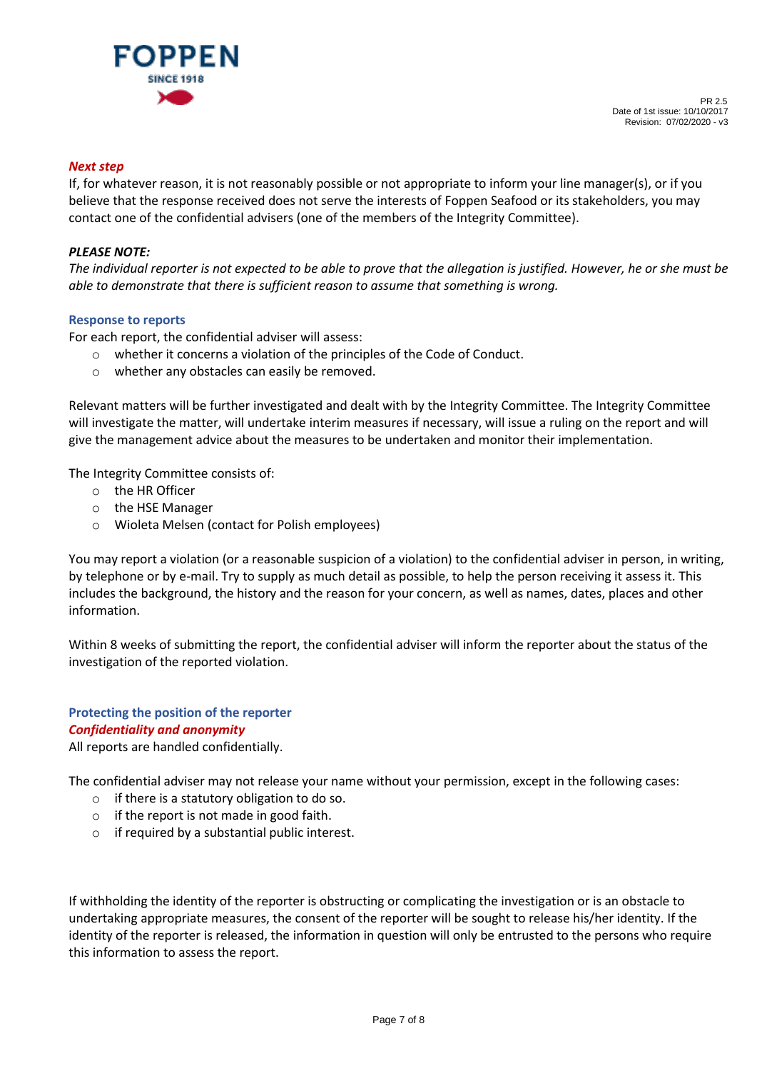### *Next step*

If, for whatever reason, it is not reasonably possible or not appropriate to inform your line manager(s), or if you believe that the response received does not serve the interests of Foppen Seafood or its stakeholders, you may contact one of the confidential advisers (one of the members of the Integrity Committee).

***PLEASE NOTE:***

*The individual reporter is not expected to be able to prove that the allegation is justified. However, he or she must be able to demonstrate that there is sufficient reason to assume that something is wrong.*

### Response to reports

For each report, the confidential adviser will assess:

- whether it concerns a violation of the principles of the Code of Conduct.
- whether any obstacles can easily be removed.

Relevant matters will be further investigated and dealt with by the Integrity Committee. The Integrity Committee will investigate the matter, will undertake interim measures if necessary, will issue a ruling on the report and will give the management advice about the measures to be undertaken and monitor their implementation.

The Integrity Committee consists of:

- the HR Officer
- the HSE Manager
- Wioleta Melsen (contact for Polish employees)

You may report a violation (or a reasonable suspicion of a violation) to the confidential adviser in person, in writing, by telephone or by e-mail. Try to supply as much detail as possible, to help the person receiving it assess it. This includes the background, the history and the reason for your concern, as well as names, dates, places and other information.

Within 8 weeks of submitting the report, the confidential adviser will inform the reporter about the status of the investigation of the reported violation.

### Protecting the position of the reporter

#### *Confidentiality and anonymity*

All reports are handled confidentially.

The confidential adviser may not release your name without your permission, except in the following cases:

- if there is a statutory obligation to do so.
- if the report is not made in good faith.
- if required by a substantial public interest.

If withholding the identity of the reporter is obstructing or complicating the investigation or is an obstacle to undertaking appropriate measures, the consent of the reporter will be sought to release his/her identity. If the identity of the reporter is released, the information in question will only be entrusted to the persons who require this information to assess the report.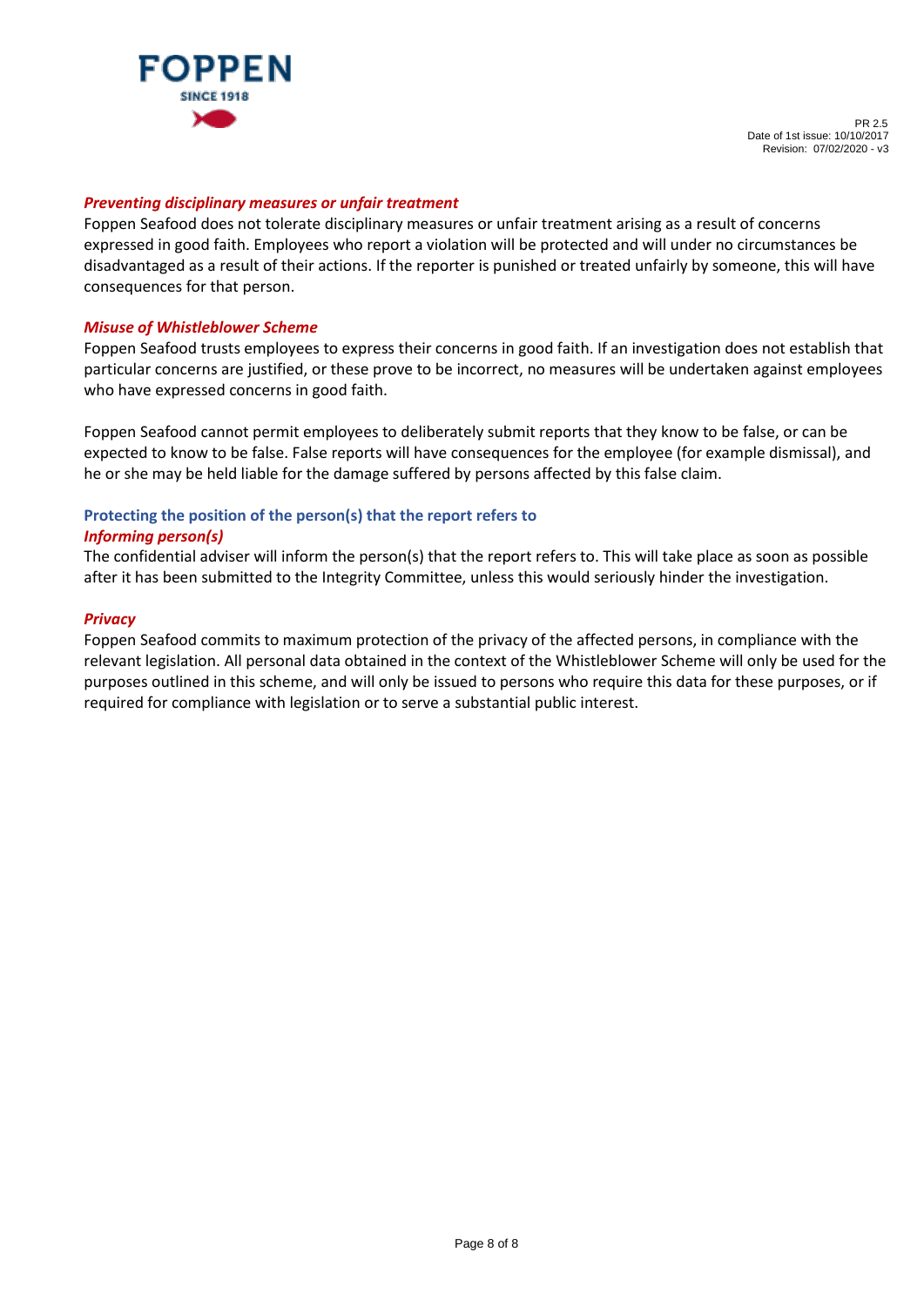### *Preventing disciplinary measures or unfair treatment*

Foppen Seafood does not tolerate disciplinary measures or unfair treatment arising as a result of concerns expressed in good faith. Employees who report a violation will be protected and will under no circumstances be disadvantaged as a result of their actions. If the reporter is punished or treated unfairly by someone, this will have consequences for that person.

### *Misuse of Whistleblower Scheme*

Foppen Seafood trusts employees to express their concerns in good faith. If an investigation does not establish that particular concerns are justified, or these prove to be incorrect, no measures will be undertaken against employees who have expressed concerns in good faith.

Foppen Seafood cannot permit employees to deliberately submit reports that they know to be false, or can be expected to know to be false. False reports will have consequences for the employee (for example dismissal), and he or she may be held liable for the damage suffered by persons affected by this false claim.

## Protecting the position of the person(s) that the report refers to

### *Informing person(s)*

The confidential adviser will inform the person(s) that the report refers to. This will take place as soon as possible after it has been submitted to the Integrity Committee, unless this would seriously hinder the investigation.

### *Privacy*

Foppen Seafood commits to maximum protection of the privacy of the affected persons, in compliance with the relevant legislation. All personal data obtained in the context of the Whistleblower Scheme will only be used for the purposes outlined in this scheme, and will only be issued to persons who require this data for these purposes, or if required for compliance with legislation or to serve a substantial public interest.